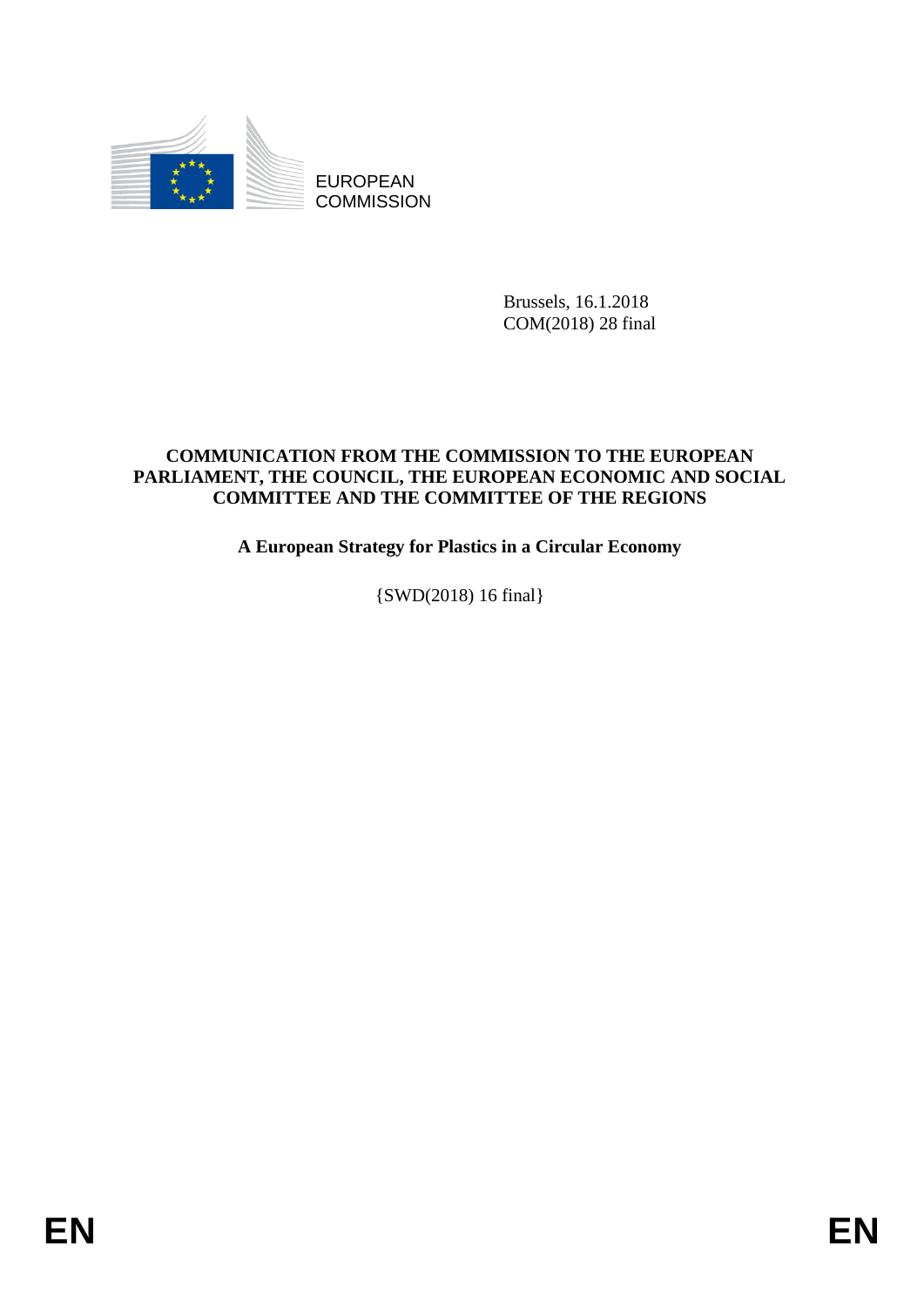EUROPEAN COMMISSION

Brussels, 16.1.2018
COM(2018) 28 final

**COMMUNICATION FROM THE COMMISSION TO THE EUROPEAN PARLIAMENT, THE COUNCIL, THE EUROPEAN ECONOMIC AND SOCIAL COMMITTEE AND THE COMMITTEE OF THE REGIONS**

# A European Strategy for Plastics in a Circular Economy

{SWD(2018) 16 final}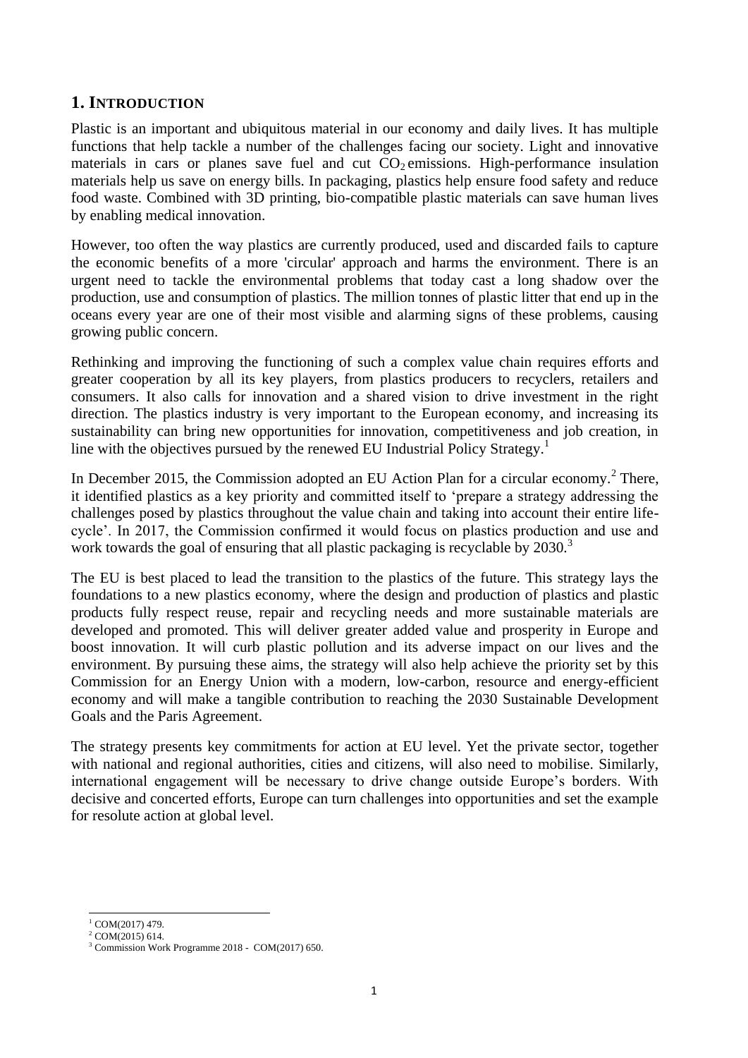## 1. INTRODUCTION

Plastic is an important and ubiquitous material in our economy and daily lives. It has multiple functions that help tackle a number of the challenges facing our society. Light and innovative materials in cars or planes save fuel and cut $CO_2$ emissions. High-performance insulation materials help us save on energy bills. In packaging, plastics help ensure food safety and reduce food waste. Combined with 3D printing, bio-compatible plastic materials can save human lives by enabling medical innovation.

However, too often the way plastics are currently produced, used and discarded fails to capture the economic benefits of a more 'circular' approach and harms the environment. There is an urgent need to tackle the environmental problems that today cast a long shadow over the production, use and consumption of plastics. The million tonnes of plastic litter that end up in the oceans every year are one of their most visible and alarming signs of these problems, causing growing public concern.

Rethinking and improving the functioning of such a complex value chain requires efforts and greater cooperation by all its key players, from plastics producers to recyclers, retailers and consumers. It also calls for innovation and a shared vision to drive investment in the right direction. The plastics industry is very important to the European economy, and increasing its sustainability can bring new opportunities for innovation, competitiveness and job creation, in line with the objectives pursued by the renewed EU Industrial Policy Strategy.[1]

In December 2015, the Commission adopted an EU Action Plan for a circular economy.[2] There, it identified plastics as a key priority and committed itself to 'prepare a strategy addressing the challenges posed by plastics throughout the value chain and taking into account their entire life-cycle'. In 2017, the Commission confirmed it would focus on plastics production and use and work towards the goal of ensuring that all plastic packaging is recyclable by 2030.[3]

The EU is best placed to lead the transition to the plastics of the future. This strategy lays the foundations to a new plastics economy, where the design and production of plastics and plastic products fully respect reuse, repair and recycling needs and more sustainable materials are developed and promoted. This will deliver greater added value and prosperity in Europe and boost innovation. It will curb plastic pollution and its adverse impact on our lives and the environment. By pursuing these aims, the strategy will also help achieve the priority set by this Commission for an Energy Union with a modern, low-carbon, resource and energy-efficient economy and will make a tangible contribution to reaching the 2030 Sustainable Development Goals and the Paris Agreement.

The strategy presents key commitments for action at EU level. Yet the private sector, together with national and regional authorities, cities and citizens, will also need to mobilise. Similarly, international engagement will be necessary to drive change outside Europe's borders. With decisive and concerted efforts, Europe can turn challenges into opportunities and set the example for resolute action at global level.

[1] COM(2017) 479.
[2] COM(2015) 614.
[3] Commission Work Programme 2018 - COM(2017) 650.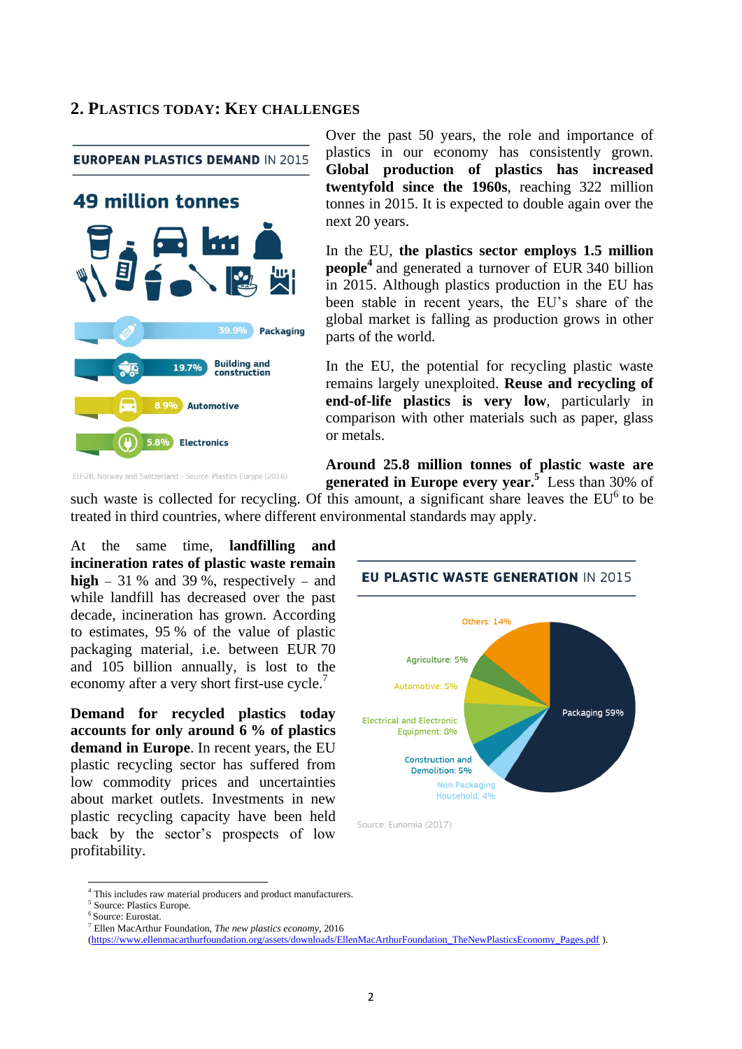## 2. Plastics today: key challenges

**EUROPEAN PLASTICS DEMAND** IN 2015

**49 million tonnes**

- 39.9% Packaging
- 19.7% Building and construction
- 8.9% Automotive
- 5.8% Electronics

EU-28, Norway and Switzerland - Source: Plastics Europe (2016)

Over the past 50 years, the role and importance of plastics in our economy has consistently grown. **Global production of plastics has increased twentyfold since the 1960s**, reaching 322 million tonnes in 2015. It is expected to double again over the next 20 years.

In the EU, **the plastics sector employs 1.5 million people**[4] and generated a turnover of EUR 340 billion in 2015. Although plastics production in the EU has been stable in recent years, the EU's share of the global market is falling as production grows in other parts of the world.

In the EU, the potential for recycling plastic waste remains largely unexploited. **Reuse and recycling of end-of-life plastics is very low**, particularly in comparison with other materials such as paper, glass or metals.

**Around 25.8 million tonnes of plastic waste are generated in Europe every year.**[5] Less than 30% of such waste is collected for recycling. Of this amount, a significant share leaves the EU[6] to be treated in third countries, where different environmental standards may apply.

At the same time, **landfilling and incineration rates of plastic waste remain high** – 31 % and 39 %, respectively – and while landfill has decreased over the past decade, incineration has grown. According to estimates, 95 % of the value of plastic packaging material, i.e. between EUR 70 and 105 billion annually, is lost to the economy after a very short first-use cycle.[7]

**Demand for recycled plastics today accounts for only around 6 % of plastics demand in Europe**. In recent years, the EU plastic recycling sector has suffered from low commodity prices and uncertainties about market outlets. Investments in new plastic recycling capacity have been held back by the sector's prospects of low profitability.

**EU PLASTIC WASTE GENERATION** IN 2015

- Packaging 59%
- Others: 14%
- Agriculture: 5%
- Automotive: 5%
- Electrical and Electronic Equipment: 8%
- Construction and Demolition: 5%
- Non Packaging Household: 4%

Source: Eunomia (2017)

---

[4] This includes raw material producers and product manufacturers.
[5] Source: Plastics Europe.
[6] Source: Eurostat.
[7] Ellen MacArthur Foundation, *The new plastics economy*, 2016 (https://www.ellenmacarthurfoundation.org/assets/downloads/EllenMacArthurFoundation_TheNewPlasticsEconomy_Pages.pdf ).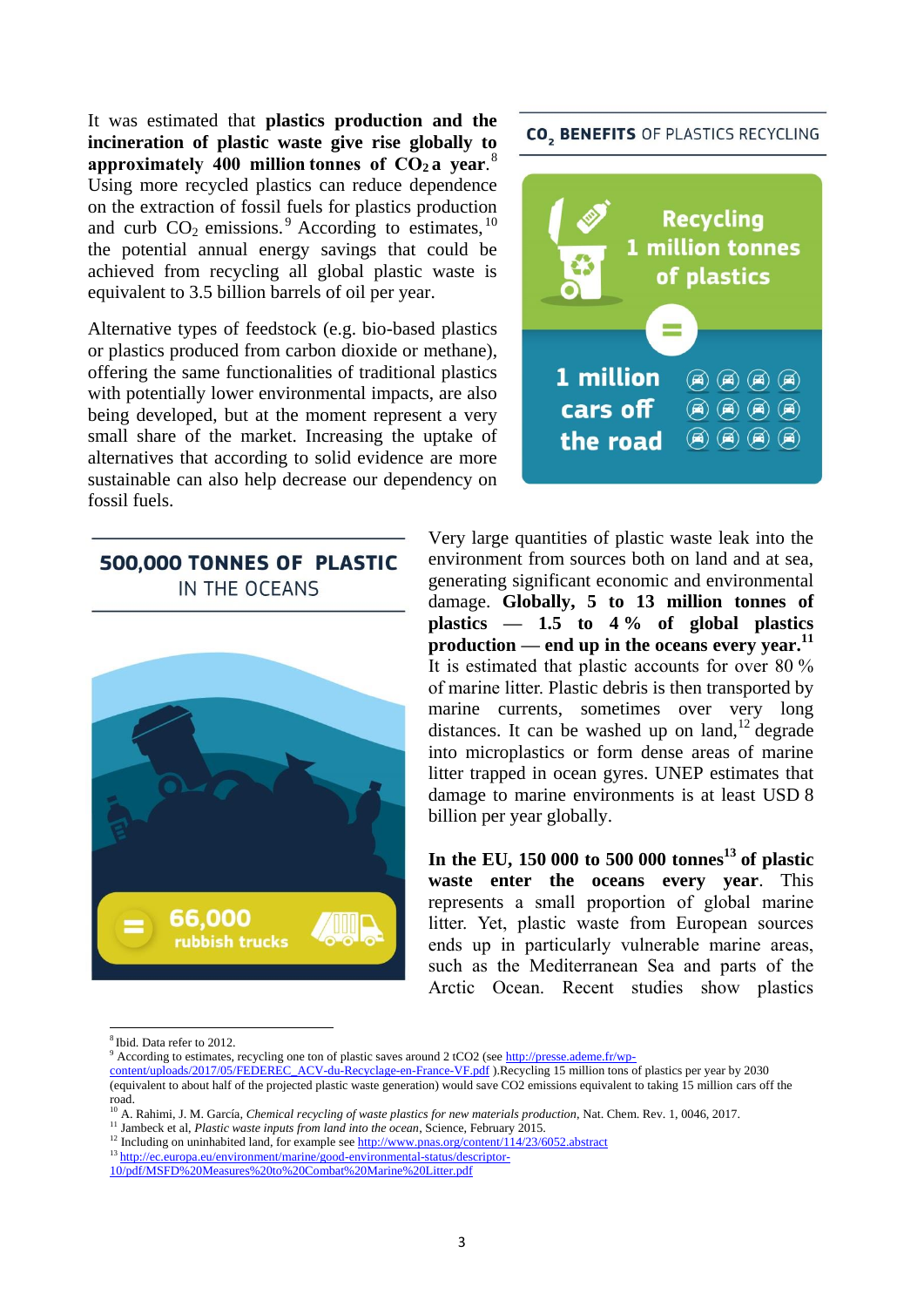It was estimated that **plastics production and the incineration of plastic waste give rise globally to approximately 400 million tonnes of $CO_2$ a year**.[8] Using more recycled plastics can reduce dependence on the extraction of fossil fuels for plastics production and curb $CO_2$ emissions.[9] According to estimates,[10] the potential annual energy savings that could be achieved from recycling all global plastic waste is equivalent to 3.5 billion barrels of oil per year.

Alternative types of feedstock (e.g. bio-based plastics or plastics produced from carbon dioxide or methane), offering the same functionalities of traditional plastics with potentially lower environmental impacts, are also being developed, but at the moment represent a very small share of the market. Increasing the uptake of alternatives that according to solid evidence are more sustainable can also help decrease our dependency on fossil fuels.

**$CO_2$ BENEFITS** OF PLASTICS RECYCLING

Recycling 1 million tonnes of plastics = 1 million cars off the road

**500,000 TONNES OF PLASTIC** IN THE OCEANS

= 66,000 rubbish trucks

Very large quantities of plastic waste leak into the environment from sources both on land and at sea, generating significant economic and environmental damage. **Globally, 5 to 13 million tonnes of plastics — 1.5 to 4 % of global plastics production — end up in the oceans every year.**[11] It is estimated that plastic accounts for over 80 % of marine litter. Plastic debris is then transported by marine currents, sometimes over very long distances. It can be washed up on land,[12] degrade into microplastics or form dense areas of marine litter trapped in ocean gyres. UNEP estimates that damage to marine environments is at least USD 8 billion per year globally.

**In the EU, 150 000 to 500 000 tonnes[13] of plastic waste enter the oceans every year**. This represents a small proportion of global marine litter. Yet, plastic waste from European sources ends up in particularly vulnerable marine areas, such as the Mediterranean Sea and parts of the Arctic Ocean. Recent studies show plastics

---

[8] Ibid. Data refer to 2012.

[9] According to estimates, recycling one ton of plastic saves around 2 tCO2 (see http://presse.ademe.fr/wp-content/uploads/2017/05/FEDEREC_ACV-du-Recyclage-en-France-VF.pdf ).Recycling 15 million tons of plastics per year by 2030 (equivalent to about half of the projected plastic waste generation) would save CO2 emissions equivalent to taking 15 million cars off the road.

[10] A. Rahimi, J. M. García, *Chemical recycling of waste plastics for new materials production*, Nat. Chem. Rev. 1, 0046, 2017.

[11] Jambeck et al, *Plastic waste inputs from land into the ocean*, Science, February 2015.

[12] Including on uninhabited land, for example see http://www.pnas.org/content/114/23/6052.abstract

[13] http://ec.europa.eu/environment/marine/good-environmental-status/descriptor-10/pdf/MSFD%20Measures%20to%20Combat%20Marine%20Litter.pdf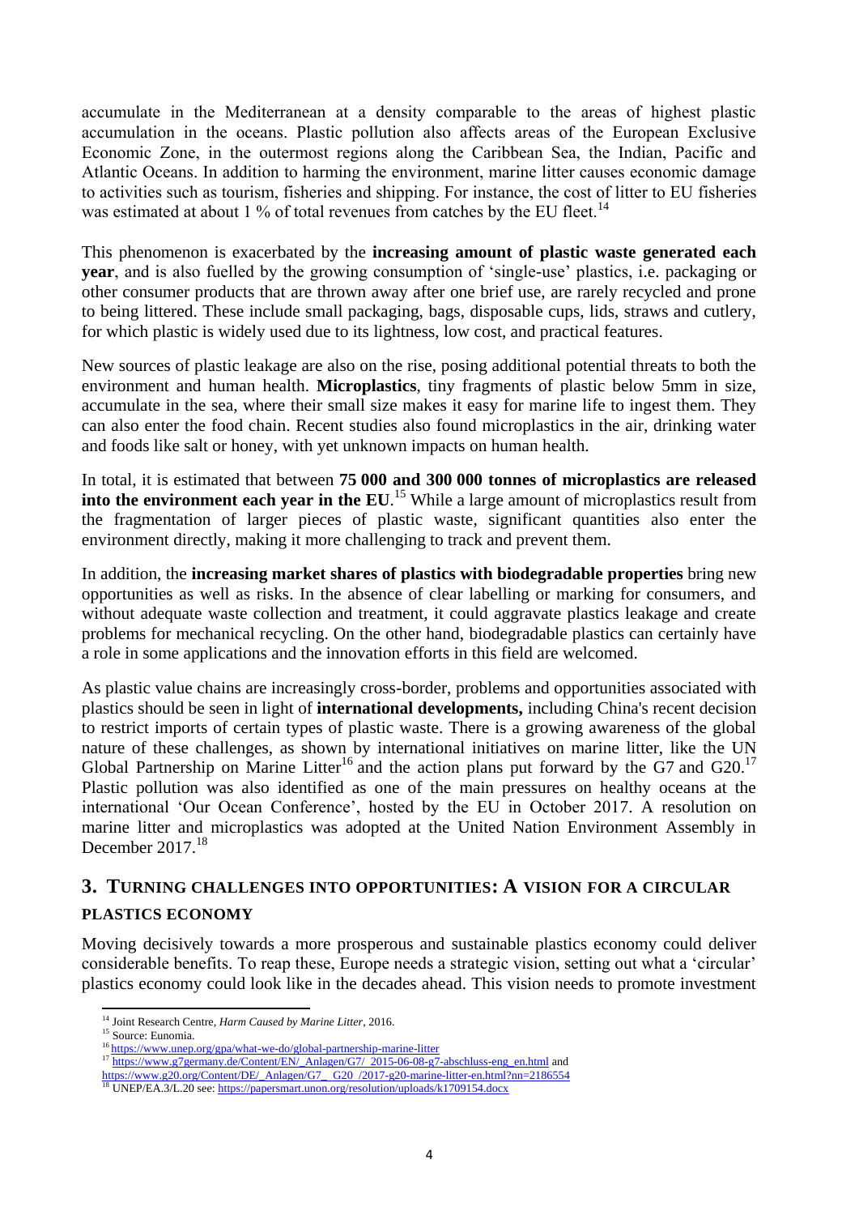accumulate in the Mediterranean at a density comparable to the areas of highest plastic accumulation in the oceans. Plastic pollution also affects areas of the European Exclusive Economic Zone, in the outermost regions along the Caribbean Sea, the Indian, Pacific and Atlantic Oceans. In addition to harming the environment, marine litter causes economic damage to activities such as tourism, fisheries and shipping. For instance, the cost of litter to EU fisheries was estimated at about 1 % of total revenues from catches by the EU fleet.[14]

This phenomenon is exacerbated by the **increasing amount of plastic waste generated each year**, and is also fuelled by the growing consumption of 'single-use' plastics, i.e. packaging or other consumer products that are thrown away after one brief use, are rarely recycled and prone to being littered. These include small packaging, bags, disposable cups, lids, straws and cutlery, for which plastic is widely used due to its lightness, low cost, and practical features.

New sources of plastic leakage are also on the rise, posing additional potential threats to both the environment and human health. **Microplastics**, tiny fragments of plastic below 5mm in size, accumulate in the sea, where their small size makes it easy for marine life to ingest them. They can also enter the food chain. Recent studies also found microplastics in the air, drinking water and foods like salt or honey, with yet unknown impacts on human health.

In total, it is estimated that between **75 000 and 300 000 tonnes of microplastics are released into the environment each year in the EU**.[15] While a large amount of microplastics result from the fragmentation of larger pieces of plastic waste, significant quantities also enter the environment directly, making it more challenging to track and prevent them.

In addition, the **increasing market shares of plastics with biodegradable properties** bring new opportunities as well as risks. In the absence of clear labelling or marking for consumers, and without adequate waste collection and treatment, it could aggravate plastics leakage and create problems for mechanical recycling. On the other hand, biodegradable plastics can certainly have a role in some applications and the innovation efforts in this field are welcomed.

As plastic value chains are increasingly cross-border, problems and opportunities associated with plastics should be seen in light of **international developments,** including China's recent decision to restrict imports of certain types of plastic waste. There is a growing awareness of the global nature of these challenges, as shown by international initiatives on marine litter, like the UN Global Partnership on Marine Litter[16] and the action plans put forward by the G7 and G20.[17] Plastic pollution was also identified as one of the main pressures on healthy oceans at the international 'Our Ocean Conference', hosted by the EU in October 2017. A resolution on marine litter and microplastics was adopted at the United Nation Environment Assembly in December 2017.[18]

## 3. TURNING CHALLENGES INTO OPPORTUNITIES: A VISION FOR A CIRCULAR PLASTICS ECONOMY

Moving decisively towards a more prosperous and sustainable plastics economy could deliver considerable benefits. To reap these, Europe needs a strategic vision, setting out what a 'circular' plastics economy could look like in the decades ahead. This vision needs to promote investment

---

[14] Joint Research Centre, *Harm Caused by Marine Litter*, 2016.

[15] Source: Eunomia.

[16] https://www.unep.org/gpa/what-we-do/global-partnership-marine-litter

[17] https://www.g7germany.de/Content/EN/_Anlagen/G7/_2015-06-08-g7-abschluss-eng_en.html and https://www.g20.org/Content/DE/_Anlagen/G7_ G20_/2017-g20-marine-litter-en.html?nn=2186554

[18] UNEP/EA.3/L.20 see: https://papersmart.unon.org/resolution/uploads/k1709154.docx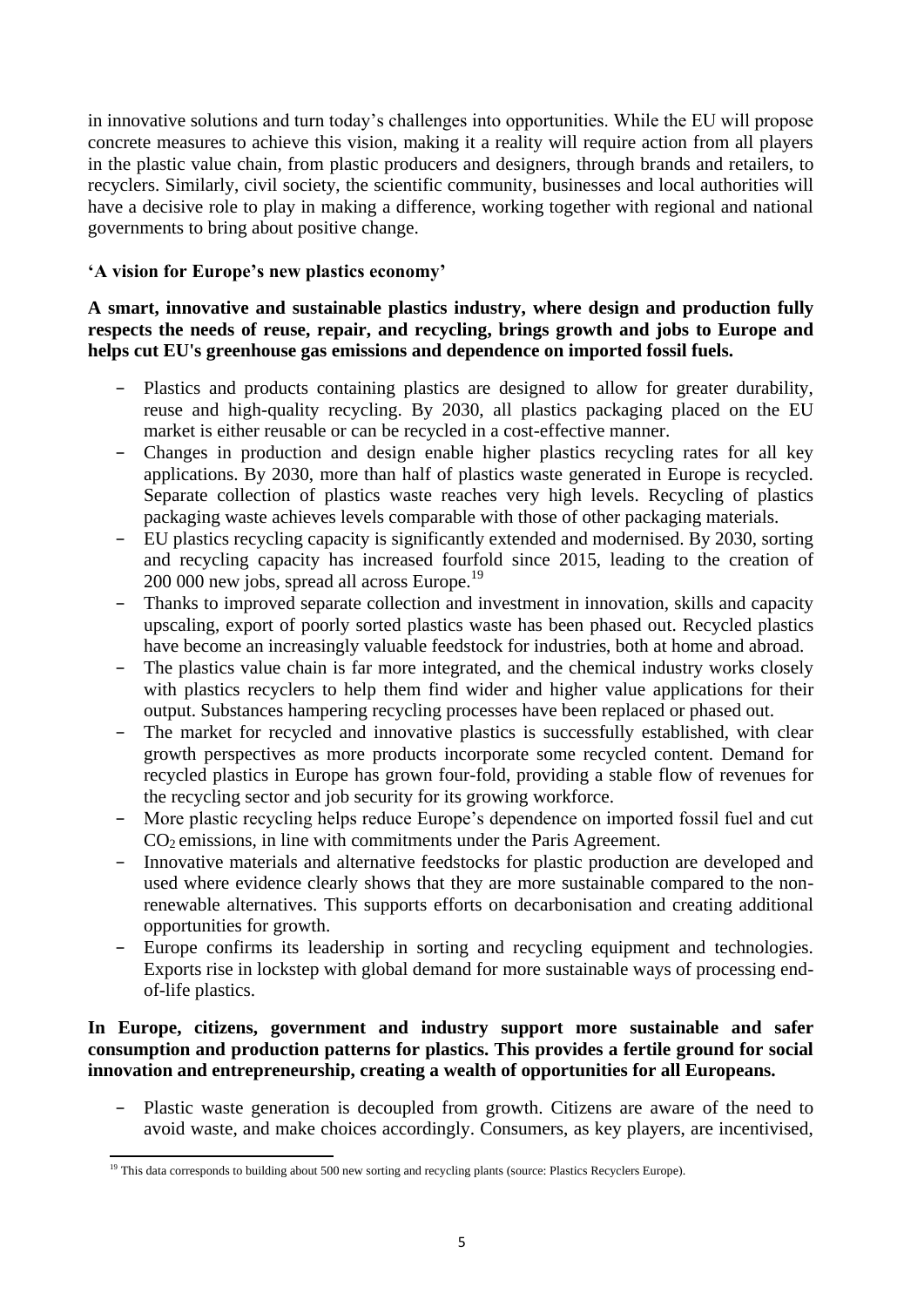in innovative solutions and turn today's challenges into opportunities. While the EU will propose concrete measures to achieve this vision, making it a reality will require action from all players in the plastic value chain, from plastic producers and designers, through brands and retailers, to recyclers. Similarly, civil society, the scientific community, businesses and local authorities will have a decisive role to play in making a difference, working together with regional and national governments to bring about positive change.

**'A vision for Europe's new plastics economy'**

**A smart, innovative and sustainable plastics industry, where design and production fully respects the needs of reuse, repair, and recycling, brings growth and jobs to Europe and helps cut EU's greenhouse gas emissions and dependence on imported fossil fuels.**

- Plastics and products containing plastics are designed to allow for greater durability, reuse and high-quality recycling. By 2030, all plastics packaging placed on the EU market is either reusable or can be recycled in a cost-effective manner.
- Changes in production and design enable higher plastics recycling rates for all key applications. By 2030, more than half of plastics waste generated in Europe is recycled. Separate collection of plastics waste reaches very high levels. Recycling of plastics packaging waste achieves levels comparable with those of other packaging materials.
- EU plastics recycling capacity is significantly extended and modernised. By 2030, sorting and recycling capacity has increased fourfold since 2015, leading to the creation of 200 000 new jobs, spread all across Europe.[19]
- Thanks to improved separate collection and investment in innovation, skills and capacity upscaling, export of poorly sorted plastics waste has been phased out. Recycled plastics have become an increasingly valuable feedstock for industries, both at home and abroad.
- The plastics value chain is far more integrated, and the chemical industry works closely with plastics recyclers to help them find wider and higher value applications for their output. Substances hampering recycling processes have been replaced or phased out.
- The market for recycled and innovative plastics is successfully established, with clear growth perspectives as more products incorporate some recycled content. Demand for recycled plastics in Europe has grown four-fold, providing a stable flow of revenues for the recycling sector and job security for its growing workforce.
- More plastic recycling helps reduce Europe's dependence on imported fossil fuel and cut $CO_2$ emissions, in line with commitments under the Paris Agreement.
- Innovative materials and alternative feedstocks for plastic production are developed and used where evidence clearly shows that they are more sustainable compared to the non-renewable alternatives. This supports efforts on decarbonisation and creating additional opportunities for growth.
- Europe confirms its leadership in sorting and recycling equipment and technologies. Exports rise in lockstep with global demand for more sustainable ways of processing end-of-life plastics.

**In Europe, citizens, government and industry support more sustainable and safer consumption and production patterns for plastics. This provides a fertile ground for social innovation and entrepreneurship, creating a wealth of opportunities for all Europeans.**

- Plastic waste generation is decoupled from growth. Citizens are aware of the need to avoid waste, and make choices accordingly. Consumers, as key players, are incentivised,

[19] This data corresponds to building about 500 new sorting and recycling plants (source: Plastics Recyclers Europe).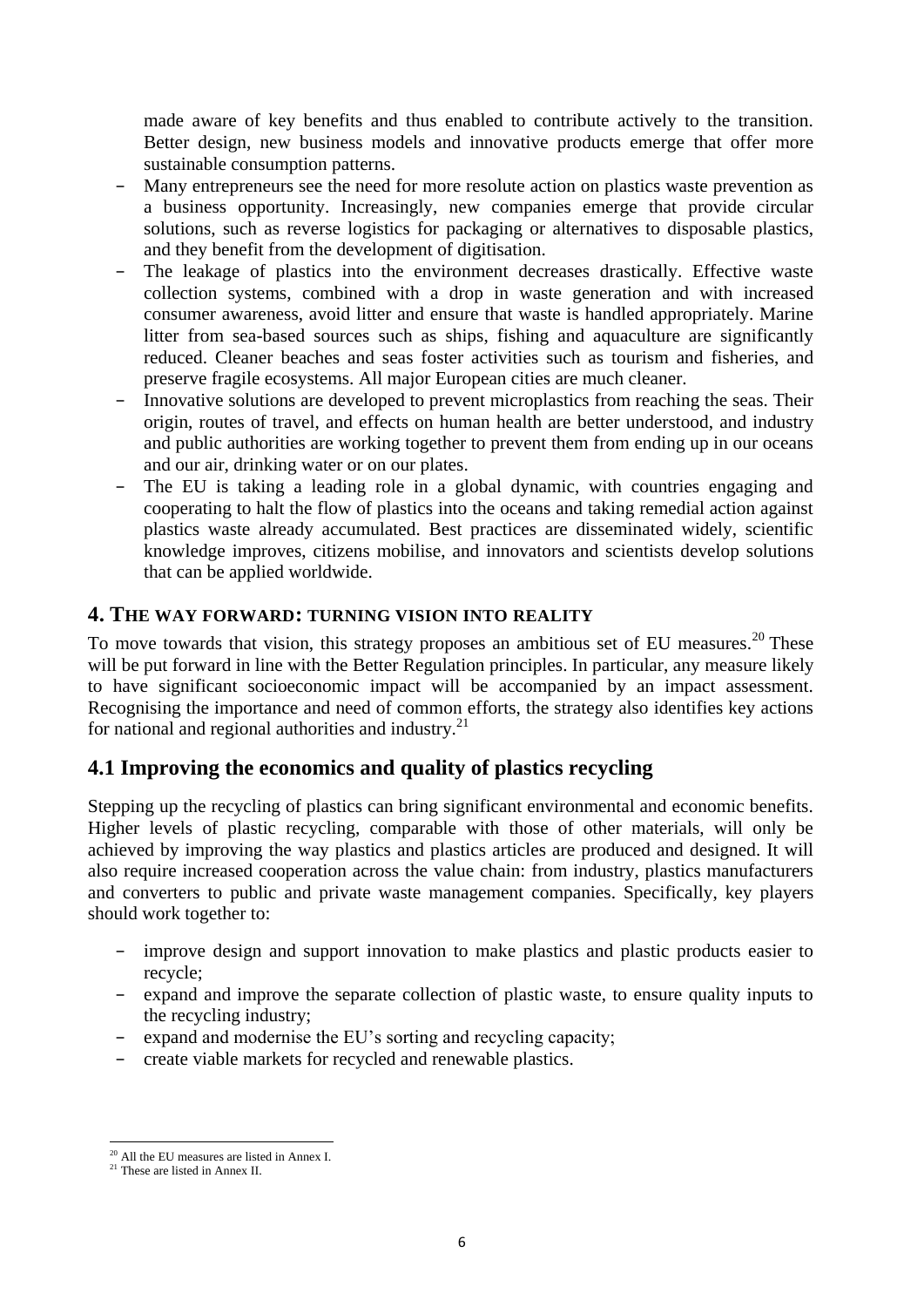made aware of key benefits and thus enabled to contribute actively to the transition. Better design, new business models and innovative products emerge that offer more sustainable consumption patterns.

- Many entrepreneurs see the need for more resolute action on plastics waste prevention as a business opportunity. Increasingly, new companies emerge that provide circular solutions, such as reverse logistics for packaging or alternatives to disposable plastics, and they benefit from the development of digitisation.
- The leakage of plastics into the environment decreases drastically. Effective waste collection systems, combined with a drop in waste generation and with increased consumer awareness, avoid litter and ensure that waste is handled appropriately. Marine litter from sea-based sources such as ships, fishing and aquaculture are significantly reduced. Cleaner beaches and seas foster activities such as tourism and fisheries, and preserve fragile ecosystems. All major European cities are much cleaner.
- Innovative solutions are developed to prevent microplastics from reaching the seas. Their origin, routes of travel, and effects on human health are better understood, and industry and public authorities are working together to prevent them from ending up in our oceans and our air, drinking water or on our plates.
- The EU is taking a leading role in a global dynamic, with countries engaging and cooperating to halt the flow of plastics into the oceans and taking remedial action against plastics waste already accumulated. Best practices are disseminated widely, scientific knowledge improves, citizens mobilise, and innovators and scientists develop solutions that can be applied worldwide.

## 4. The way forward: turning vision into reality

To move towards that vision, this strategy proposes an ambitious set of EU measures.[20] These will be put forward in line with the Better Regulation principles. In particular, any measure likely to have significant socioeconomic impact will be accompanied by an impact assessment. Recognising the importance and need of common efforts, the strategy also identifies key actions for national and regional authorities and industry.[21]

### 4.1 Improving the economics and quality of plastics recycling

Stepping up the recycling of plastics can bring significant environmental and economic benefits. Higher levels of plastic recycling, comparable with those of other materials, will only be achieved by improving the way plastics and plastics articles are produced and designed. It will also require increased cooperation across the value chain: from industry, plastics manufacturers and converters to public and private waste management companies. Specifically, key players should work together to:

- improve design and support innovation to make plastics and plastic products easier to recycle;
- expand and improve the separate collection of plastic waste, to ensure quality inputs to the recycling industry;
- expand and modernise the EU's sorting and recycling capacity;
- create viable markets for recycled and renewable plastics.

---

[20] All the EU measures are listed in Annex I.

[21] These are listed in Annex II.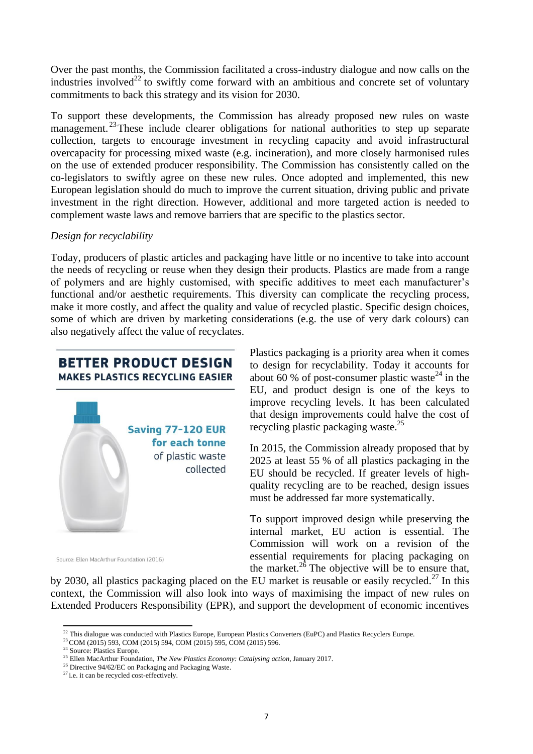Over the past months, the Commission facilitated a cross-industry dialogue and now calls on the industries involved[22] to swiftly come forward with an ambitious and concrete set of voluntary commitments to back this strategy and its vision for 2030.

To support these developments, the Commission has already proposed new rules on waste management.[23] These include clearer obligations for national authorities to step up separate collection, targets to encourage investment in recycling capacity and avoid infrastructural overcapacity for processing mixed waste (e.g. incineration), and more closely harmonised rules on the use of extended producer responsibility. The Commission has consistently called on the co-legislators to swiftly agree on these new rules. Once adopted and implemented, this new European legislation should do much to improve the current situation, driving public and private investment in the right direction. However, additional and more targeted action is needed to complement waste laws and remove barriers that are specific to the plastics sector.

*Design for recyclability*

Today, producers of plastic articles and packaging have little or no incentive to take into account the needs of recycling or reuse when they design their products. Plastics are made from a range of polymers and are highly customised, with specific additives to meet each manufacturer's functional and/or aesthetic requirements. This diversity can complicate the recycling process, make it more costly, and affect the quality and value of recycled plastic. Specific design choices, some of which are driven by marketing considerations (e.g. the use of very dark colours) can also negatively affect the value of recyclates.

**BETTER PRODUCT DESIGN**
**MAKES PLASTICS RECYCLING EASIER**

**Saving 77-120 EUR for each tonne** of plastic waste collected

Source: Ellen MacArthur Foundation (2016)

Plastics packaging is a priority area when it comes to design for recyclability. Today it accounts for about 60 % of post-consumer plastic waste[24] in the EU, and product design is one of the keys to improve recycling levels. It has been calculated that design improvements could halve the cost of recycling plastic packaging waste.[25]

In 2015, the Commission already proposed that by 2025 at least 55 % of all plastics packaging in the EU should be recycled. If greater levels of high-quality recycling are to be reached, design issues must be addressed far more systematically.

To support improved design while preserving the internal market, EU action is essential. The Commission will work on a revision of the essential requirements for placing packaging on the market.[26] The objective will be to ensure that, by 2030, all plastics packaging placed on the EU market is reusable or easily recycled.[27] In this context, the Commission will also look into ways of maximising the impact of new rules on Extended Producers Responsibility (EPR), and support the development of economic incentives

---

[22] This dialogue was conducted with Plastics Europe, European Plastics Converters (EuPC) and Plastics Recyclers Europe.

[23] COM (2015) 593, COM (2015) 594, COM (2015) 595, COM (2015) 596.

[24] Source: Plastics Europe.

[25] Ellen MacArthur Foundation, *The New Plastics Economy: Catalysing action*, January 2017.

[26] Directive 94/62/EC on Packaging and Packaging Waste.

[27] i.e. it can be recycled cost-effectively.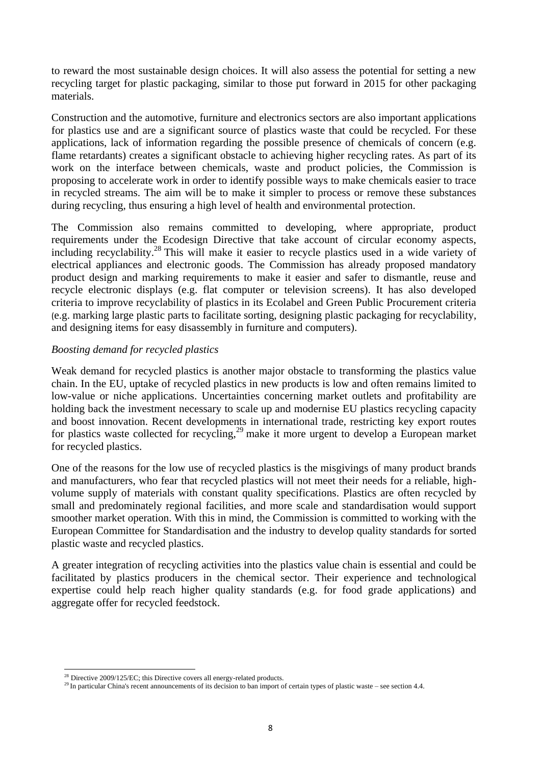to reward the most sustainable design choices. It will also assess the potential for setting a new recycling target for plastic packaging, similar to those put forward in 2015 for other packaging materials.

Construction and the automotive, furniture and electronics sectors are also important applications for plastics use and are a significant source of plastics waste that could be recycled. For these applications, lack of information regarding the possible presence of chemicals of concern (e.g. flame retardants) creates a significant obstacle to achieving higher recycling rates. As part of its work on the interface between chemicals, waste and product policies, the Commission is proposing to accelerate work in order to identify possible ways to make chemicals easier to trace in recycled streams. The aim will be to make it simpler to process or remove these substances during recycling, thus ensuring a high level of health and environmental protection.

The Commission also remains committed to developing, where appropriate, product requirements under the Ecodesign Directive that take account of circular economy aspects, including recyclability.[28] This will make it easier to recycle plastics used in a wide variety of electrical appliances and electronic goods. The Commission has already proposed mandatory product design and marking requirements to make it easier and safer to dismantle, reuse and recycle electronic displays (e.g. flat computer or television screens). It has also developed criteria to improve recyclability of plastics in its Ecolabel and Green Public Procurement criteria (e.g. marking large plastic parts to facilitate sorting, designing plastic packaging for recyclability, and designing items for easy disassembly in furniture and computers).

*Boosting demand for recycled plastics*

Weak demand for recycled plastics is another major obstacle to transforming the plastics value chain. In the EU, uptake of recycled plastics in new products is low and often remains limited to low-value or niche applications. Uncertainties concerning market outlets and profitability are holding back the investment necessary to scale up and modernise EU plastics recycling capacity and boost innovation. Recent developments in international trade, restricting key export routes for plastics waste collected for recycling,[29] make it more urgent to develop a European market for recycled plastics.

One of the reasons for the low use of recycled plastics is the misgivings of many product brands and manufacturers, who fear that recycled plastics will not meet their needs for a reliable, high-volume supply of materials with constant quality specifications. Plastics are often recycled by small and predominately regional facilities, and more scale and standardisation would support smoother market operation. With this in mind, the Commission is committed to working with the European Committee for Standardisation and the industry to develop quality standards for sorted plastic waste and recycled plastics.

A greater integration of recycling activities into the plastics value chain is essential and could be facilitated by plastics producers in the chemical sector. Their experience and technological expertise could help reach higher quality standards (e.g. for food grade applications) and aggregate offer for recycled feedstock.

[28] Directive 2009/125/EC; this Directive covers all energy-related products.

[29] In particular China's recent announcements of its decision to ban import of certain types of plastic waste – see section 4.4.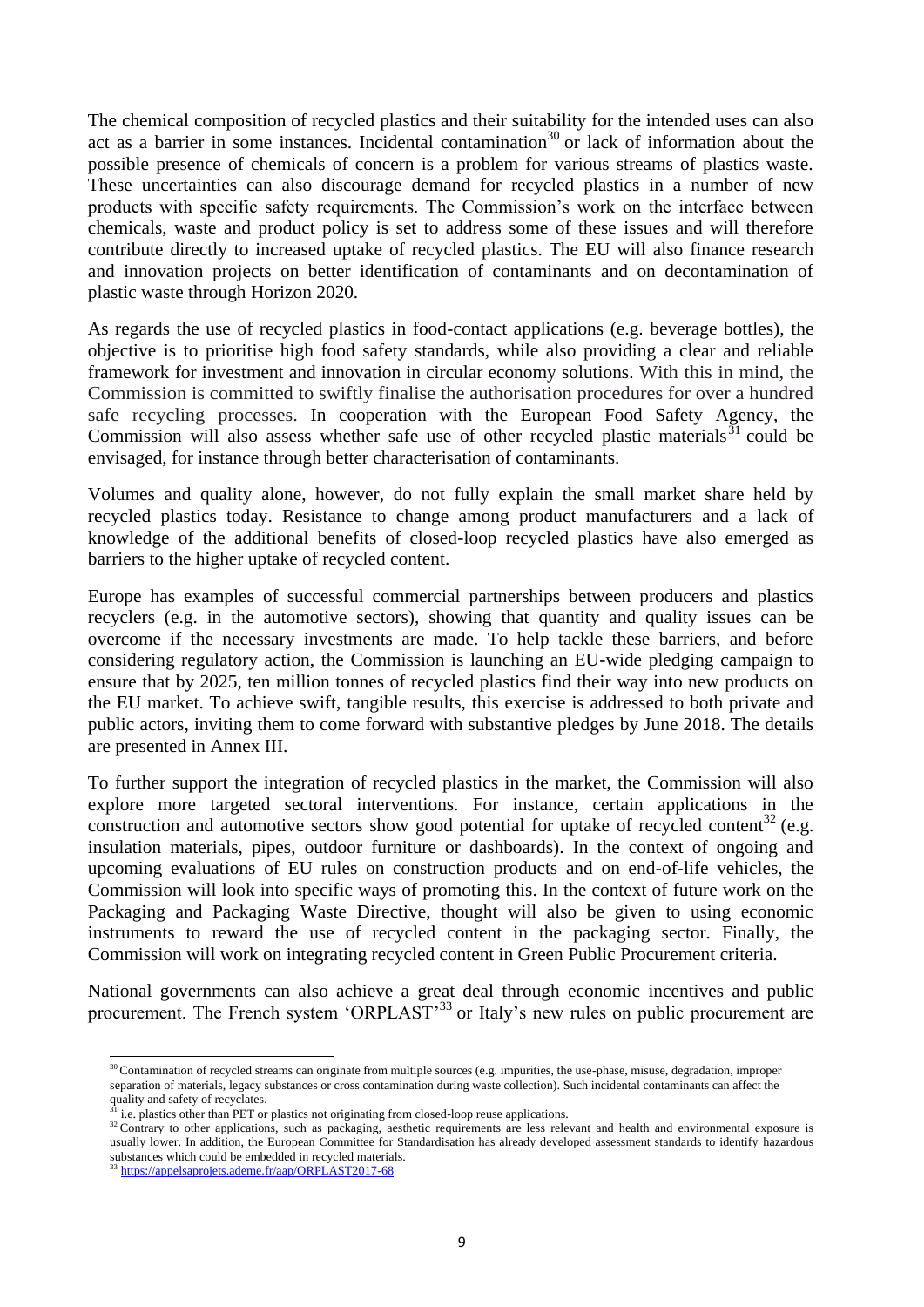The chemical composition of recycled plastics and their suitability for the intended uses can also act as a barrier in some instances. Incidental contamination[30] or lack of information about the possible presence of chemicals of concern is a problem for various streams of plastics waste. These uncertainties can also discourage demand for recycled plastics in a number of new products with specific safety requirements. The Commission's work on the interface between chemicals, waste and product policy is set to address some of these issues and will therefore contribute directly to increased uptake of recycled plastics. The EU will also finance research and innovation projects on better identification of contaminants and on decontamination of plastic waste through Horizon 2020.

As regards the use of recycled plastics in food-contact applications (e.g. beverage bottles), the objective is to prioritise high food safety standards, while also providing a clear and reliable framework for investment and innovation in circular economy solutions. With this in mind, the Commission is committed to swiftly finalise the authorisation procedures for over a hundred safe recycling processes. In cooperation with the European Food Safety Agency, the Commission will also assess whether safe use of other recycled plastic materials[31] could be envisaged, for instance through better characterisation of contaminants.

Volumes and quality alone, however, do not fully explain the small market share held by recycled plastics today. Resistance to change among product manufacturers and a lack of knowledge of the additional benefits of closed-loop recycled plastics have also emerged as barriers to the higher uptake of recycled content.

Europe has examples of successful commercial partnerships between producers and plastics recyclers (e.g. in the automotive sectors), showing that quantity and quality issues can be overcome if the necessary investments are made. To help tackle these barriers, and before considering regulatory action, the Commission is launching an EU-wide pledging campaign to ensure that by 2025, ten million tonnes of recycled plastics find their way into new products on the EU market. To achieve swift, tangible results, this exercise is addressed to both private and public actors, inviting them to come forward with substantive pledges by June 2018. The details are presented in Annex III.

To further support the integration of recycled plastics in the market, the Commission will also explore more targeted sectoral interventions. For instance, certain applications in the construction and automotive sectors show good potential for uptake of recycled content[32] (e.g. insulation materials, pipes, outdoor furniture or dashboards). In the context of ongoing and upcoming evaluations of EU rules on construction products and on end-of-life vehicles, the Commission will look into specific ways of promoting this. In the context of future work on the Packaging and Packaging Waste Directive, thought will also be given to using economic instruments to reward the use of recycled content in the packaging sector. Finally, the Commission will work on integrating recycled content in Green Public Procurement criteria.

National governments can also achieve a great deal through economic incentives and public procurement. The French system 'ORPLAST'[33] or Italy's new rules on public procurement are

---

[30] Contamination of recycled streams can originate from multiple sources (e.g. impurities, the use-phase, misuse, degradation, improper separation of materials, legacy substances or cross contamination during waste collection). Such incidental contaminants can affect the quality and safety of recyclates.

[31] i.e. plastics other than PET or plastics not originating from closed-loop reuse applications.

[32] Contrary to other applications, such as packaging, aesthetic requirements are less relevant and health and environmental exposure is usually lower. In addition, the European Committee for Standardisation has already developed assessment standards to identify hazardous substances which could be embedded in recycled materials.

[33] https://appelsaprojets.ademe.fr/aap/ORPLAST2017-68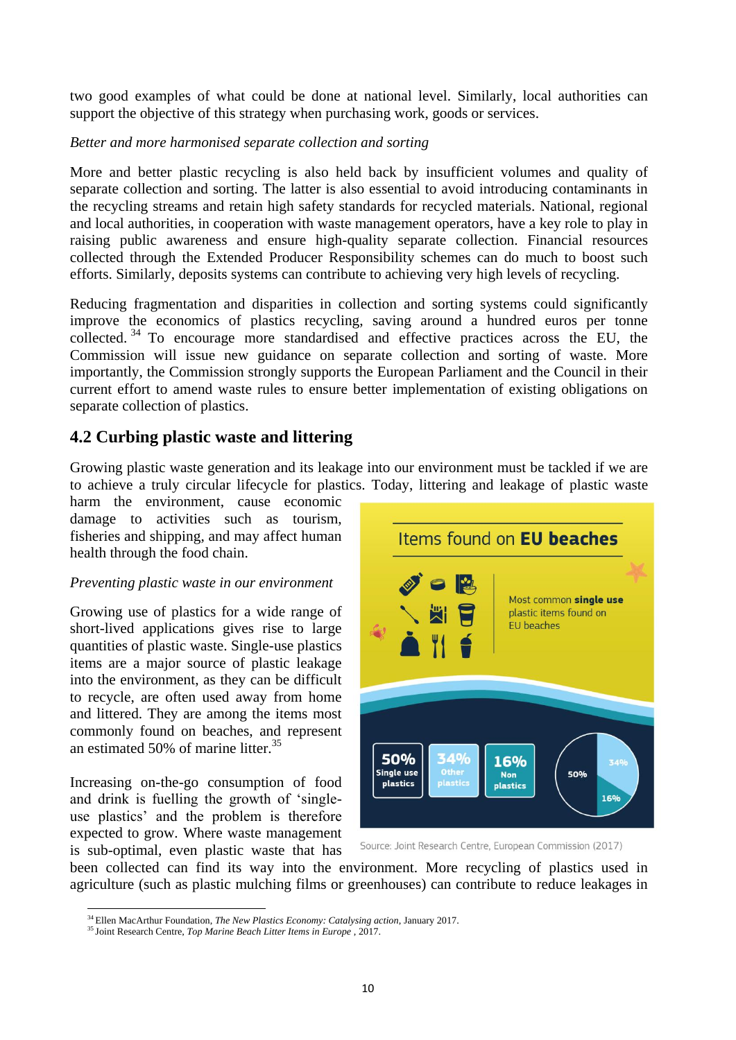two good examples of what could be done at national level. Similarly, local authorities can support the objective of this strategy when purchasing work, goods or services.

*Better and more harmonised separate collection and sorting*

More and better plastic recycling is also held back by insufficient volumes and quality of separate collection and sorting. The latter is also essential to avoid introducing contaminants in the recycling streams and retain high safety standards for recycled materials. National, regional and local authorities, in cooperation with waste management operators, have a key role to play in raising public awareness and ensure high-quality separate collection. Financial resources collected through the Extended Producer Responsibility schemes can do much to boost such efforts. Similarly, deposits systems can contribute to achieving very high levels of recycling.

Reducing fragmentation and disparities in collection and sorting systems could significantly improve the economics of plastics recycling, saving around a hundred euros per tonne collected.[34] To encourage more standardised and effective practices across the EU, the Commission will issue new guidance on separate collection and sorting of waste. More importantly, the Commission strongly supports the European Parliament and the Council in their current effort to amend waste rules to ensure better implementation of existing obligations on separate collection of plastics.

## 4.2 Curbing plastic waste and littering

Growing plastic waste generation and its leakage into our environment must be tackled if we are to achieve a truly circular lifecycle for plastics. Today, littering and leakage of plastic waste harm the environment, cause economic damage to activities such as tourism, fisheries and shipping, and may affect human health through the food chain.

*Preventing plastic waste in our environment*

Growing use of plastics for a wide range of short-lived applications gives rise to large quantities of plastic waste. Single-use plastics items are a major source of plastic leakage into the environment, as they can be difficult to recycle, are often used away from home and littered. They are among the items most commonly found on beaches, and represent an estimated 50% of marine litter.[35]

Items found on **EU beaches**

Most common **single use** plastic items found on EU beaches

| 50% Single use plastics | 34% Other plastics | 16% Non plastics |
|---|---|---|

Source: Joint Research Centre, European Commission (2017)

Increasing on-the-go consumption of food and drink is fuelling the growth of 'single-use plastics' and the problem is therefore expected to grow. Where waste management is sub-optimal, even plastic waste that has been collected can find its way into the environment. More recycling of plastics used in agriculture (such as plastic mulching films or greenhouses) can contribute to reduce leakages in

[34] Ellen MacArthur Foundation, *The New Plastics Economy: Catalysing action*, January 2017.

[35] Joint Research Centre, *Top Marine Beach Litter Items in Europe* , 2017.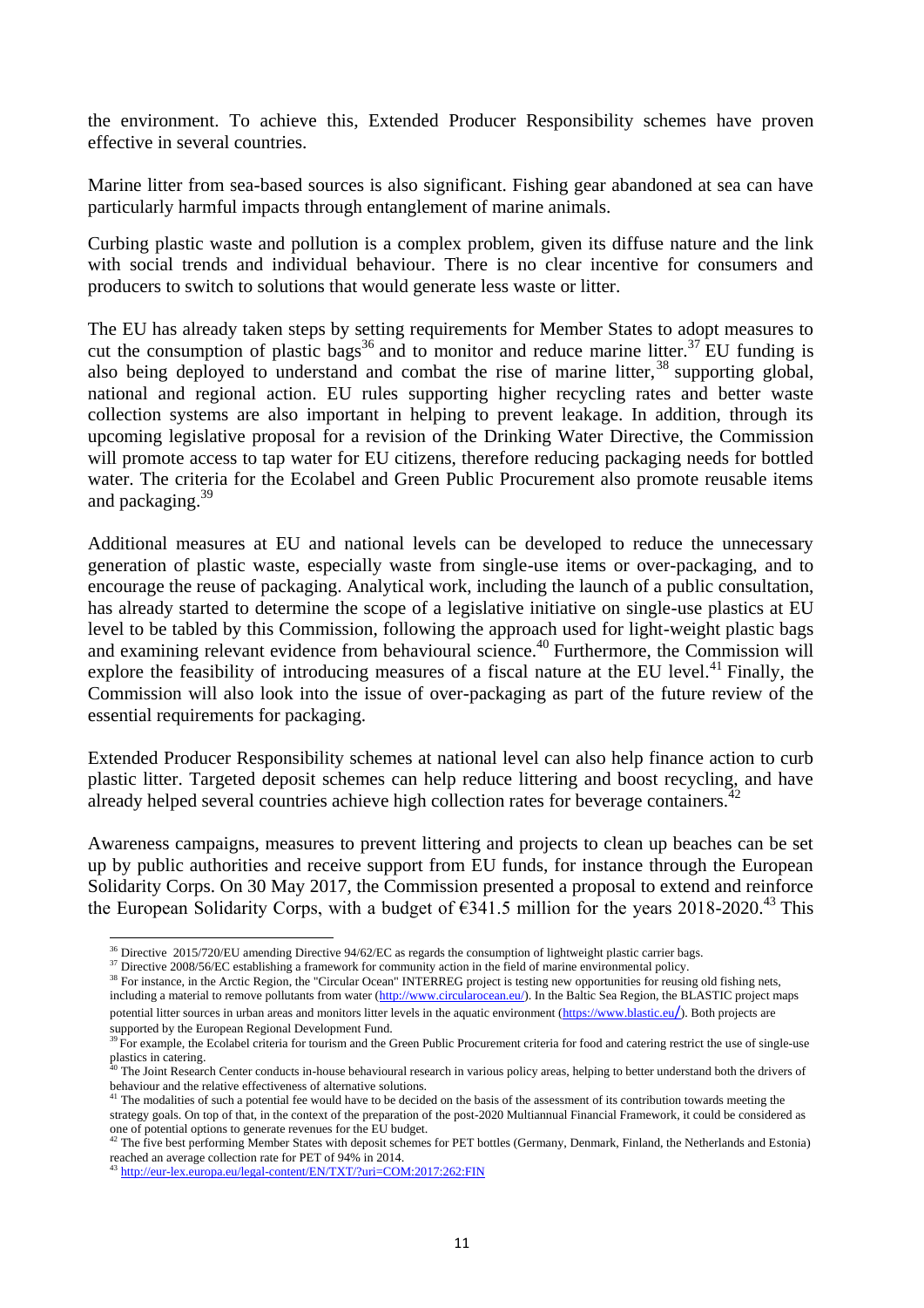the environment. To achieve this, Extended Producer Responsibility schemes have proven effective in several countries.

Marine litter from sea-based sources is also significant. Fishing gear abandoned at sea can have particularly harmful impacts through entanglement of marine animals.

Curbing plastic waste and pollution is a complex problem, given its diffuse nature and the link with social trends and individual behaviour. There is no clear incentive for consumers and producers to switch to solutions that would generate less waste or litter.

The EU has already taken steps by setting requirements for Member States to adopt measures to cut the consumption of plastic bags[36] and to monitor and reduce marine litter.[37] EU funding is also being deployed to understand and combat the rise of marine litter,[38] supporting global, national and regional action. EU rules supporting higher recycling rates and better waste collection systems are also important in helping to prevent leakage. In addition, through its upcoming legislative proposal for a revision of the Drinking Water Directive, the Commission will promote access to tap water for EU citizens, therefore reducing packaging needs for bottled water. The criteria for the Ecolabel and Green Public Procurement also promote reusable items and packaging.[39]

Additional measures at EU and national levels can be developed to reduce the unnecessary generation of plastic waste, especially waste from single-use items or over-packaging, and to encourage the reuse of packaging. Analytical work, including the launch of a public consultation, has already started to determine the scope of a legislative initiative on single-use plastics at EU level to be tabled by this Commission, following the approach used for light-weight plastic bags and examining relevant evidence from behavioural science.[40] Furthermore, the Commission will explore the feasibility of introducing measures of a fiscal nature at the EU level.[41] Finally, the Commission will also look into the issue of over-packaging as part of the future review of the essential requirements for packaging.

Extended Producer Responsibility schemes at national level can also help finance action to curb plastic litter. Targeted deposit schemes can help reduce littering and boost recycling, and have already helped several countries achieve high collection rates for beverage containers.[42]

Awareness campaigns, measures to prevent littering and projects to clean up beaches can be set up by public authorities and receive support from EU funds, for instance through the European Solidarity Corps. On 30 May 2017, the Commission presented a proposal to extend and reinforce the European Solidarity Corps, with a budget of €341.5 million for the years 2018-2020.[43] This

---

[36] Directive 2015/720/EU amending Directive 94/62/EC as regards the consumption of lightweight plastic carrier bags.

[37] Directive 2008/56/EC establishing a framework for community action in the field of marine environmental policy.

[38] For instance, in the Arctic Region, the "Circular Ocean" INTERREG project is testing new opportunities for reusing old fishing nets, including a material to remove pollutants from water (http://www.circularocean.eu/). In the Baltic Sea Region, the BLASTIC project maps potential litter sources in urban areas and monitors litter levels in the aquatic environment (https://www.blastic.eu/). Both projects are supported by the European Regional Development Fund.

[39] For example, the Ecolabel criteria for tourism and the Green Public Procurement criteria for food and catering restrict the use of single-use plastics in catering.

[40] The Joint Research Center conducts in-house behavioural research in various policy areas, helping to better understand both the drivers of behaviour and the relative effectiveness of alternative solutions.

[41] The modalities of such a potential fee would have to be decided on the basis of the assessment of its contribution towards meeting the strategy goals. On top of that, in the context of the preparation of the post-2020 Multiannual Financial Framework, it could be considered as one of potential options to generate revenues for the EU budget.

[42] The five best performing Member States with deposit schemes for PET bottles (Germany, Denmark, Finland, the Netherlands and Estonia) reached an average collection rate for PET of 94% in 2014.

[43] http://eur-lex.europa.eu/legal-content/EN/TXT/?uri=COM:2017:262:FIN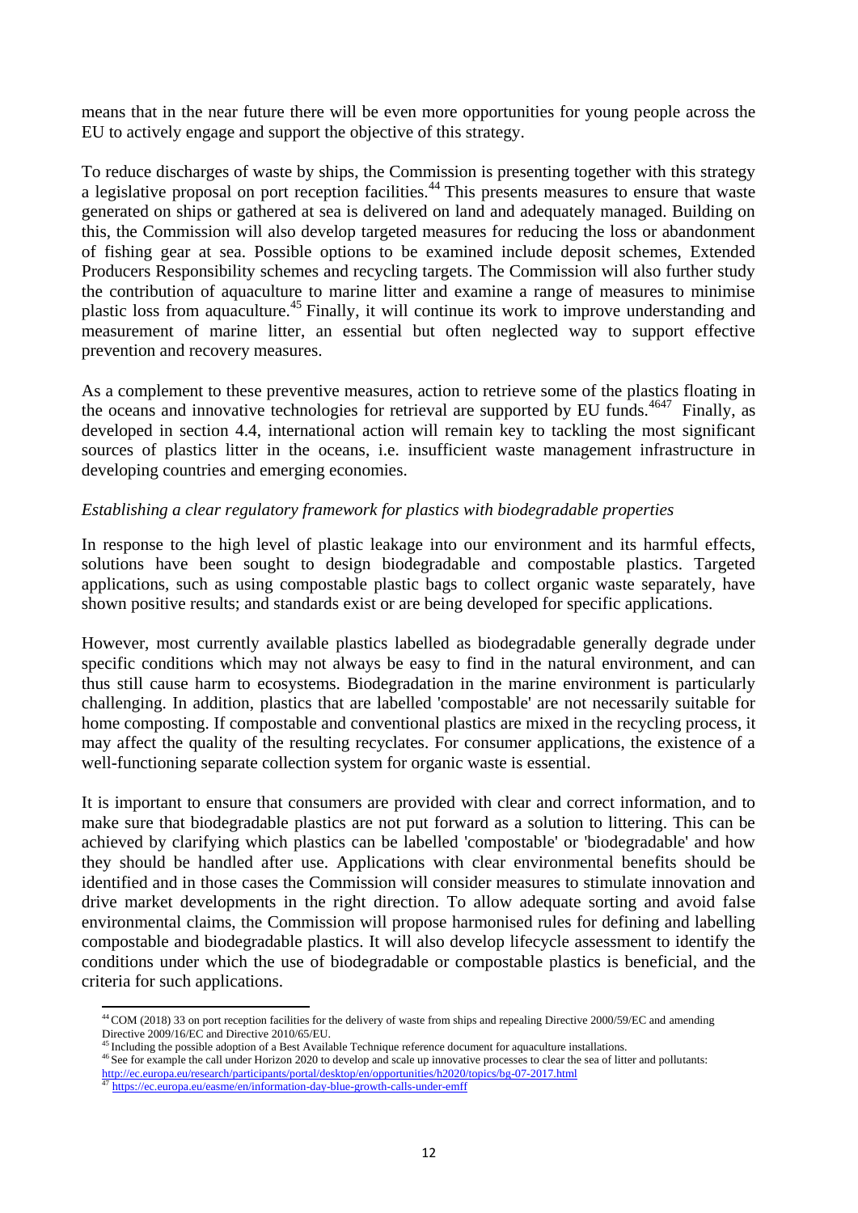means that in the near future there will be even more opportunities for young people across the EU to actively engage and support the objective of this strategy.

To reduce discharges of waste by ships, the Commission is presenting together with this strategy a legislative proposal on port reception facilities.[44] This presents measures to ensure that waste generated on ships or gathered at sea is delivered on land and adequately managed. Building on this, the Commission will also develop targeted measures for reducing the loss or abandonment of fishing gear at sea. Possible options to be examined include deposit schemes, Extended Producers Responsibility schemes and recycling targets. The Commission will also further study the contribution of aquaculture to marine litter and examine a range of measures to minimise plastic loss from aquaculture.[45] Finally, it will continue its work to improve understanding and measurement of marine litter, an essential but often neglected way to support effective prevention and recovery measures.

As a complement to these preventive measures, action to retrieve some of the plastics floating in the oceans and innovative technologies for retrieval are supported by EU funds.[46][47] Finally, as developed in section 4.4, international action will remain key to tackling the most significant sources of plastics litter in the oceans, i.e. insufficient waste management infrastructure in developing countries and emerging economies.

*Establishing a clear regulatory framework for plastics with biodegradable properties*

In response to the high level of plastic leakage into our environment and its harmful effects, solutions have been sought to design biodegradable and compostable plastics. Targeted applications, such as using compostable plastic bags to collect organic waste separately, have shown positive results; and standards exist or are being developed for specific applications.

However, most currently available plastics labelled as biodegradable generally degrade under specific conditions which may not always be easy to find in the natural environment, and can thus still cause harm to ecosystems. Biodegradation in the marine environment is particularly challenging. In addition, plastics that are labelled 'compostable' are not necessarily suitable for home composting. If compostable and conventional plastics are mixed in the recycling process, it may affect the quality of the resulting recyclates. For consumer applications, the existence of a well-functioning separate collection system for organic waste is essential.

It is important to ensure that consumers are provided with clear and correct information, and to make sure that biodegradable plastics are not put forward as a solution to littering. This can be achieved by clarifying which plastics can be labelled 'compostable' or 'biodegradable' and how they should be handled after use. Applications with clear environmental benefits should be identified and in those cases the Commission will consider measures to stimulate innovation and drive market developments in the right direction. To allow adequate sorting and avoid false environmental claims, the Commission will propose harmonised rules for defining and labelling compostable and biodegradable plastics. It will also develop lifecycle assessment to identify the conditions under which the use of biodegradable or compostable plastics is beneficial, and the criteria for such applications.

---

[44] COM (2018) 33 on port reception facilities for the delivery of waste from ships and repealing Directive 2000/59/EC and amending Directive 2009/16/EC and Directive 2010/65/EU.

[45] Including the possible adoption of a Best Available Technique reference document for aquaculture installations.

[46] See for example the call under Horizon 2020 to develop and scale up innovative processes to clear the sea of litter and pollutants: http://ec.europa.eu/research/participants/portal/desktop/en/opportunities/h2020/topics/bg-07-2017.html

[47] https://ec.europa.eu/easme/en/information-day-blue-growth-calls-under-emff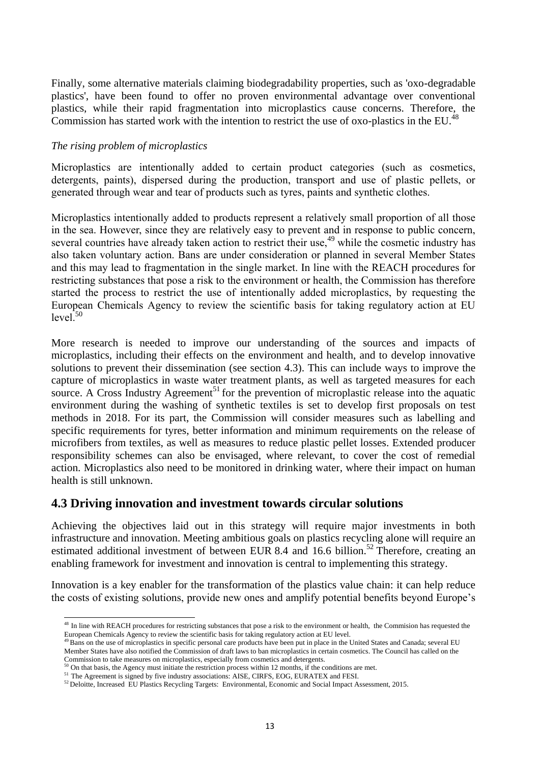Finally, some alternative materials claiming biodegradability properties, such as 'oxo-degradable plastics', have been found to offer no proven environmental advantage over conventional plastics, while their rapid fragmentation into microplastics cause concerns. Therefore, the Commission has started work with the intention to restrict the use of oxo-plastics in the EU.[48]

*The rising problem of microplastics*

Microplastics are intentionally added to certain product categories (such as cosmetics, detergents, paints), dispersed during the production, transport and use of plastic pellets, or generated through wear and tear of products such as tyres, paints and synthetic clothes.

Microplastics intentionally added to products represent a relatively small proportion of all those in the sea. However, since they are relatively easy to prevent and in response to public concern, several countries have already taken action to restrict their use,[49] while the cosmetic industry has also taken voluntary action. Bans are under consideration or planned in several Member States and this may lead to fragmentation in the single market. In line with the REACH procedures for restricting substances that pose a risk to the environment or health, the Commission has therefore started the process to restrict the use of intentionally added microplastics, by requesting the European Chemicals Agency to review the scientific basis for taking regulatory action at EU level.[50]

More research is needed to improve our understanding of the sources and impacts of microplastics, including their effects on the environment and health, and to develop innovative solutions to prevent their dissemination (see section 4.3). This can include ways to improve the capture of microplastics in waste water treatment plants, as well as targeted measures for each source. A Cross Industry Agreement[51] for the prevention of microplastic release into the aquatic environment during the washing of synthetic textiles is set to develop first proposals on test methods in 2018. For its part, the Commission will consider measures such as labelling and specific requirements for tyres, better information and minimum requirements on the release of microfibers from textiles, as well as measures to reduce plastic pellet losses. Extended producer responsibility schemes can also be envisaged, where relevant, to cover the cost of remedial action. Microplastics also need to be monitored in drinking water, where their impact on human health is still unknown.

## 4.3 Driving innovation and investment towards circular solutions

Achieving the objectives laid out in this strategy will require major investments in both infrastructure and innovation. Meeting ambitious goals on plastics recycling alone will require an estimated additional investment of between EUR 8.4 and 16.6 billion.[52] Therefore, creating an enabling framework for investment and innovation is central to implementing this strategy.

Innovation is a key enabler for the transformation of the plastics value chain: it can help reduce the costs of existing solutions, provide new ones and amplify potential benefits beyond Europe's

---

[48] In line with REACH procedures for restricting substances that pose a risk to the environment or health, the Commision has requested the European Chemicals Agency to review the scientific basis for taking regulatory action at EU level.

[49] Bans on the use of microplastics in specific personal care products have been put in place in the United States and Canada; several EU Member States have also notified the Commission of draft laws to ban microplastics in certain cosmetics. The Council has called on the Commission to take measures on microplastics, especially from cosmetics and detergents.

[50] On that basis, the Agency must initiate the restriction process within 12 months, if the conditions are met.

[51] The Agreement is signed by five industry associations: AISE, CIRFS, EOG, EURATEX and FESI.

[52] Deloitte, Increased EU Plastics Recycling Targets: Environmental, Economic and Social Impact Assessment, 2015.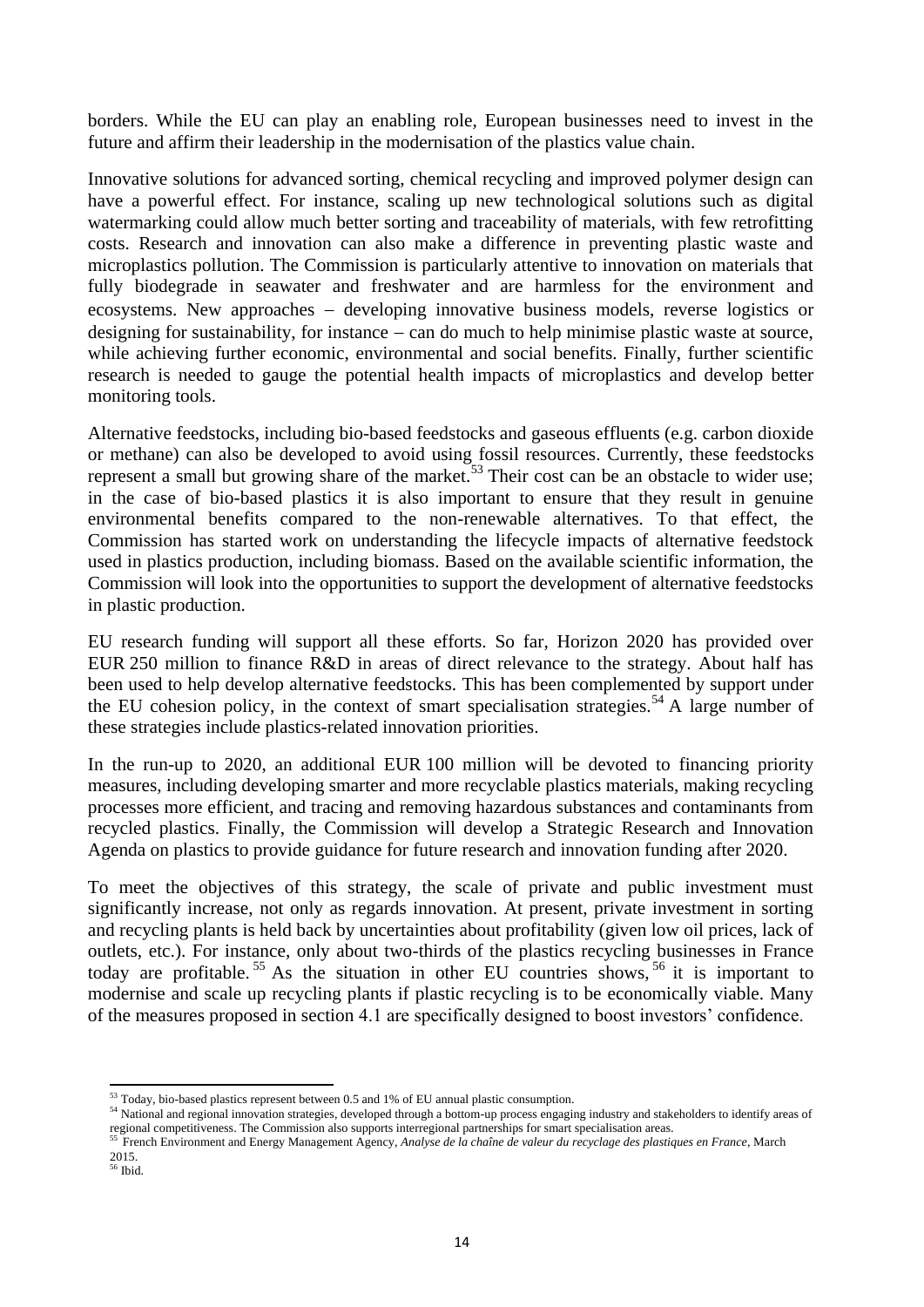borders. While the EU can play an enabling role, European businesses need to invest in the future and affirm their leadership in the modernisation of the plastics value chain.

Innovative solutions for advanced sorting, chemical recycling and improved polymer design can have a powerful effect. For instance, scaling up new technological solutions such as digital watermarking could allow much better sorting and traceability of materials, with few retrofitting costs. Research and innovation can also make a difference in preventing plastic waste and microplastics pollution. The Commission is particularly attentive to innovation on materials that fully biodegrade in seawater and freshwater and are harmless for the environment and ecosystems. New approaches – developing innovative business models, reverse logistics or designing for sustainability, for instance – can do much to help minimise plastic waste at source, while achieving further economic, environmental and social benefits. Finally, further scientific research is needed to gauge the potential health impacts of microplastics and develop better monitoring tools.

Alternative feedstocks, including bio-based feedstocks and gaseous effluents (e.g. carbon dioxide or methane) can also be developed to avoid using fossil resources. Currently, these feedstocks represent a small but growing share of the market.[53] Their cost can be an obstacle to wider use; in the case of bio-based plastics it is also important to ensure that they result in genuine environmental benefits compared to the non-renewable alternatives. To that effect, the Commission has started work on understanding the lifecycle impacts of alternative feedstock used in plastics production, including biomass. Based on the available scientific information, the Commission will look into the opportunities to support the development of alternative feedstocks in plastic production.

EU research funding will support all these efforts. So far, Horizon 2020 has provided over EUR 250 million to finance R&D in areas of direct relevance to the strategy. About half has been used to help develop alternative feedstocks. This has been complemented by support under the EU cohesion policy, in the context of smart specialisation strategies.[54] A large number of these strategies include plastics-related innovation priorities.

In the run-up to 2020, an additional EUR 100 million will be devoted to financing priority measures, including developing smarter and more recyclable plastics materials, making recycling processes more efficient, and tracing and removing hazardous substances and contaminants from recycled plastics. Finally, the Commission will develop a Strategic Research and Innovation Agenda on plastics to provide guidance for future research and innovation funding after 2020.

To meet the objectives of this strategy, the scale of private and public investment must significantly increase, not only as regards innovation. At present, private investment in sorting and recycling plants is held back by uncertainties about profitability (given low oil prices, lack of outlets, etc.). For instance, only about two-thirds of the plastics recycling businesses in France today are profitable.[55] As the situation in other EU countries shows,[56] it is important to modernise and scale up recycling plants if plastic recycling is to be economically viable. Many of the measures proposed in section 4.1 are specifically designed to boost investors' confidence.

---

[53] Today, bio-based plastics represent between 0.5 and 1% of EU annual plastic consumption.

[54] National and regional innovation strategies, developed through a bottom-up process engaging industry and stakeholders to identify areas of regional competitiveness. The Commission also supports interregional partnerships for smart specialisation areas.

[55] French Environment and Energy Management Agency, *Analyse de la chaîne de valeur du recyclage des plastiques en France*, March 2015.

[56] Ibid.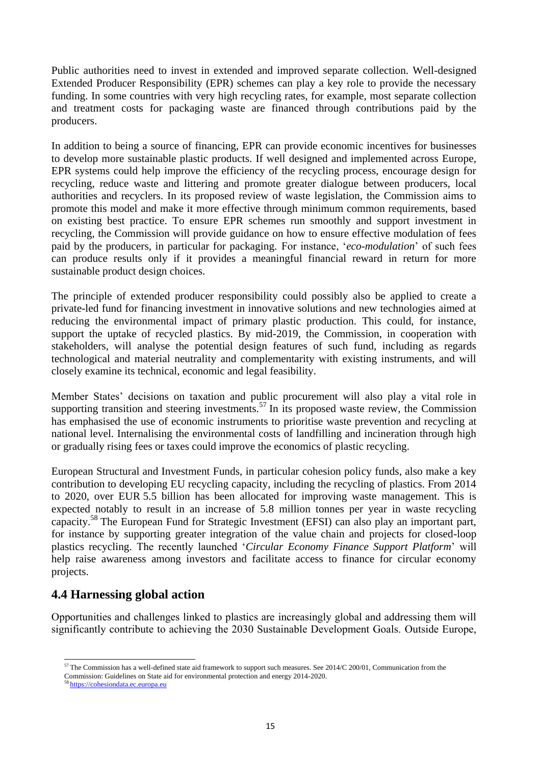Public authorities need to invest in extended and improved separate collection. Well-designed Extended Producer Responsibility (EPR) schemes can play a key role to provide the necessary funding. In some countries with very high recycling rates, for example, most separate collection and treatment costs for packaging waste are financed through contributions paid by the producers.

In addition to being a source of financing, EPR can provide economic incentives for businesses to develop more sustainable plastic products. If well designed and implemented across Europe, EPR systems could help improve the efficiency of the recycling process, encourage design for recycling, reduce waste and littering and promote greater dialogue between producers, local authorities and recyclers. In its proposed review of waste legislation, the Commission aims to promote this model and make it more effective through minimum common requirements, based on existing best practice. To ensure EPR schemes run smoothly and support investment in recycling, the Commission will provide guidance on how to ensure effective modulation of fees paid by the producers, in particular for packaging. For instance, '*eco-modulation*' of such fees can produce results only if it provides a meaningful financial reward in return for more sustainable product design choices.

The principle of extended producer responsibility could possibly also be applied to create a private-led fund for financing investment in innovative solutions and new technologies aimed at reducing the environmental impact of primary plastic production. This could, for instance, support the uptake of recycled plastics. By mid-2019, the Commission, in cooperation with stakeholders, will analyse the potential design features of such fund, including as regards technological and material neutrality and complementarity with existing instruments, and will closely examine its technical, economic and legal feasibility.

Member States' decisions on taxation and public procurement will also play a vital role in supporting transition and steering investments.[57] In its proposed waste review, the Commission has emphasised the use of economic instruments to prioritise waste prevention and recycling at national level. Internalising the environmental costs of landfilling and incineration through high or gradually rising fees or taxes could improve the economics of plastic recycling.

European Structural and Investment Funds, in particular cohesion policy funds, also make a key contribution to developing EU recycling capacity, including the recycling of plastics. From 2014 to 2020, over EUR 5.5 billion has been allocated for improving waste management. This is expected notably to result in an increase of 5.8 million tonnes per year in waste recycling capacity.[58] The European Fund for Strategic Investment (EFSI) can also play an important part, for instance by supporting greater integration of the value chain and projects for closed-loop plastics recycling. The recently launched '*Circular Economy Finance Support Platform*' will help raise awareness among investors and facilitate access to finance for circular economy projects.

## 4.4 Harnessing global action

Opportunities and challenges linked to plastics are increasingly global and addressing them will significantly contribute to achieving the 2030 Sustainable Development Goals. Outside Europe,

---

[57] The Commission has a well-defined state aid framework to support such measures. See 2014/C 200/01, Communication from the Commission: Guidelines on State aid for environmental protection and energy 2014-2020.

[58] https://cohesiondata.ec.europa.eu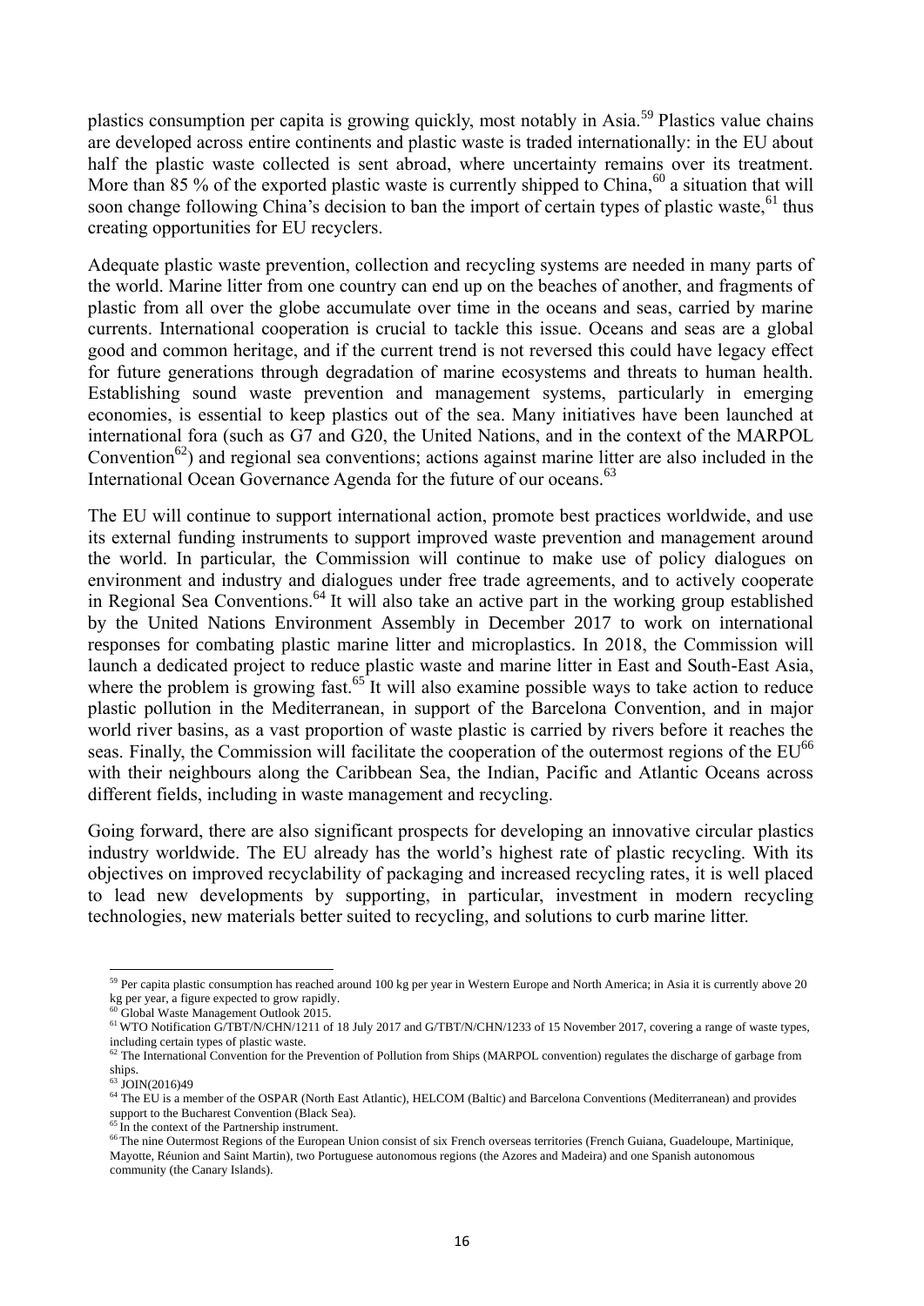plastics consumption per capita is growing quickly, most notably in Asia.[59] Plastics value chains are developed across entire continents and plastic waste is traded internationally: in the EU about half the plastic waste collected is sent abroad, where uncertainty remains over its treatment. More than 85 % of the exported plastic waste is currently shipped to China,[60] a situation that will soon change following China's decision to ban the import of certain types of plastic waste,[61] thus creating opportunities for EU recyclers.

Adequate plastic waste prevention, collection and recycling systems are needed in many parts of the world. Marine litter from one country can end up on the beaches of another, and fragments of plastic from all over the globe accumulate over time in the oceans and seas, carried by marine currents. International cooperation is crucial to tackle this issue. Oceans and seas are a global good and common heritage, and if the current trend is not reversed this could have legacy effect for future generations through degradation of marine ecosystems and threats to human health. Establishing sound waste prevention and management systems, particularly in emerging economies, is essential to keep plastics out of the sea. Many initiatives have been launched at international fora (such as G7 and G20, the United Nations, and in the context of the MARPOL Convention[62]) and regional sea conventions; actions against marine litter are also included in the International Ocean Governance Agenda for the future of our oceans.[63]

The EU will continue to support international action, promote best practices worldwide, and use its external funding instruments to support improved waste prevention and management around the world. In particular, the Commission will continue to make use of policy dialogues on environment and industry and dialogues under free trade agreements, and to actively cooperate in Regional Sea Conventions.[64] It will also take an active part in the working group established by the United Nations Environment Assembly in December 2017 to work on international responses for combating plastic marine litter and microplastics. In 2018, the Commission will launch a dedicated project to reduce plastic waste and marine litter in East and South-East Asia, where the problem is growing fast.[65] It will also examine possible ways to take action to reduce plastic pollution in the Mediterranean, in support of the Barcelona Convention, and in major world river basins, as a vast proportion of waste plastic is carried by rivers before it reaches the seas. Finally, the Commission will facilitate the cooperation of the outermost regions of the EU[66] with their neighbours along the Caribbean Sea, the Indian, Pacific and Atlantic Oceans across different fields, including in waste management and recycling.

Going forward, there are also significant prospects for developing an innovative circular plastics industry worldwide. The EU already has the world's highest rate of plastic recycling. With its objectives on improved recyclability of packaging and increased recycling rates, it is well placed to lead new developments by supporting, in particular, investment in modern recycling technologies, new materials better suited to recycling, and solutions to curb marine litter.

---

[59] Per capita plastic consumption has reached around 100 kg per year in Western Europe and North America; in Asia it is currently above 20 kg per year, a figure expected to grow rapidly.

[60] Global Waste Management Outlook 2015.

[61] WTO Notification G/TBT/N/CHN/1211 of 18 July 2017 and G/TBT/N/CHN/1233 of 15 November 2017, covering a range of waste types, including certain types of plastic waste.

[62] The International Convention for the Prevention of Pollution from Ships (MARPOL convention) regulates the discharge of garbage from ships.

[63] JOIN(2016)49

[64] The EU is a member of the OSPAR (North East Atlantic), HELCOM (Baltic) and Barcelona Conventions (Mediterranean) and provides support to the Bucharest Convention (Black Sea).

[65] In the context of the Partnership instrument.

[66] The nine Outermost Regions of the European Union consist of six French overseas territories (French Guiana, Guadeloupe, Martinique, Mayotte, Réunion and Saint Martin), two Portuguese autonomous regions (the Azores and Madeira) and one Spanish autonomous community (the Canary Islands).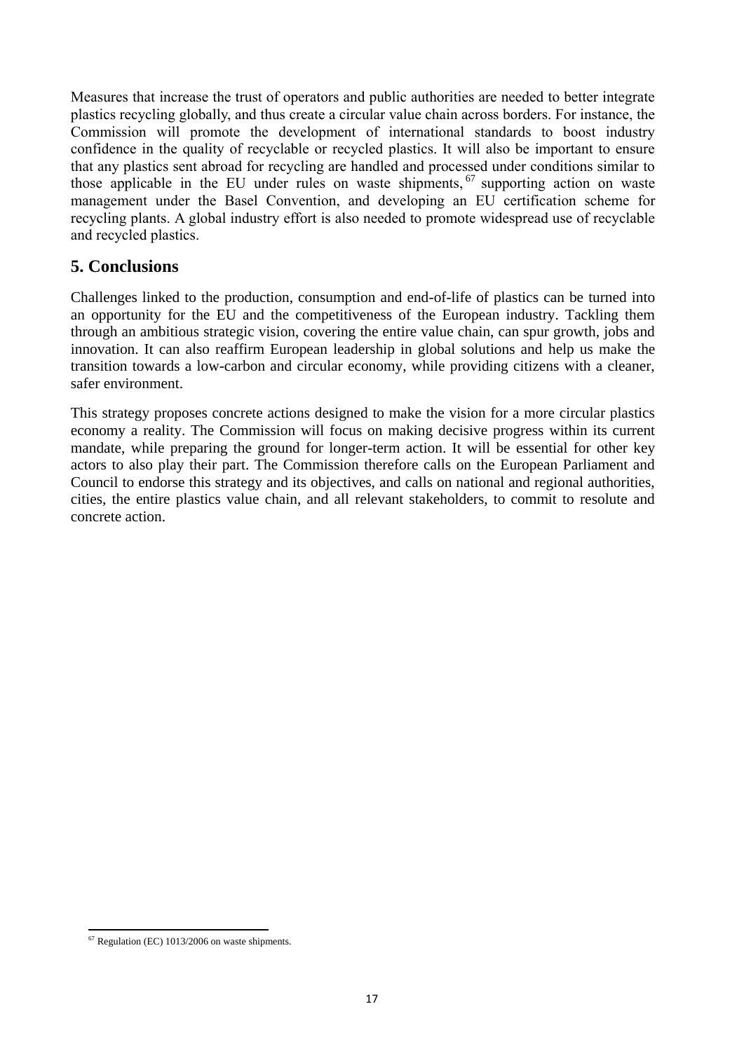Measures that increase the trust of operators and public authorities are needed to better integrate plastics recycling globally, and thus create a circular value chain across borders. For instance, the Commission will promote the development of international standards to boost industry confidence in the quality of recyclable or recycled plastics. It will also be important to ensure that any plastics sent abroad for recycling are handled and processed under conditions similar to those applicable in the EU under rules on waste shipments,[67] supporting action on waste management under the Basel Convention, and developing an EU certification scheme for recycling plants. A global industry effort is also needed to promote widespread use of recyclable and recycled plastics.

## 5. Conclusions

Challenges linked to the production, consumption and end-of-life of plastics can be turned into an opportunity for the EU and the competitiveness of the European industry. Tackling them through an ambitious strategic vision, covering the entire value chain, can spur growth, jobs and innovation. It can also reaffirm European leadership in global solutions and help us make the transition towards a low-carbon and circular economy, while providing citizens with a cleaner, safer environment.

This strategy proposes concrete actions designed to make the vision for a more circular plastics economy a reality. The Commission will focus on making decisive progress within its current mandate, while preparing the ground for longer-term action. It will be essential for other key actors to also play their part. The Commission therefore calls on the European Parliament and Council to endorse this strategy and its objectives, and calls on national and regional authorities, cities, the entire plastics value chain, and all relevant stakeholders, to commit to resolute and concrete action.

[67] Regulation (EC) 1013/2006 on waste shipments.